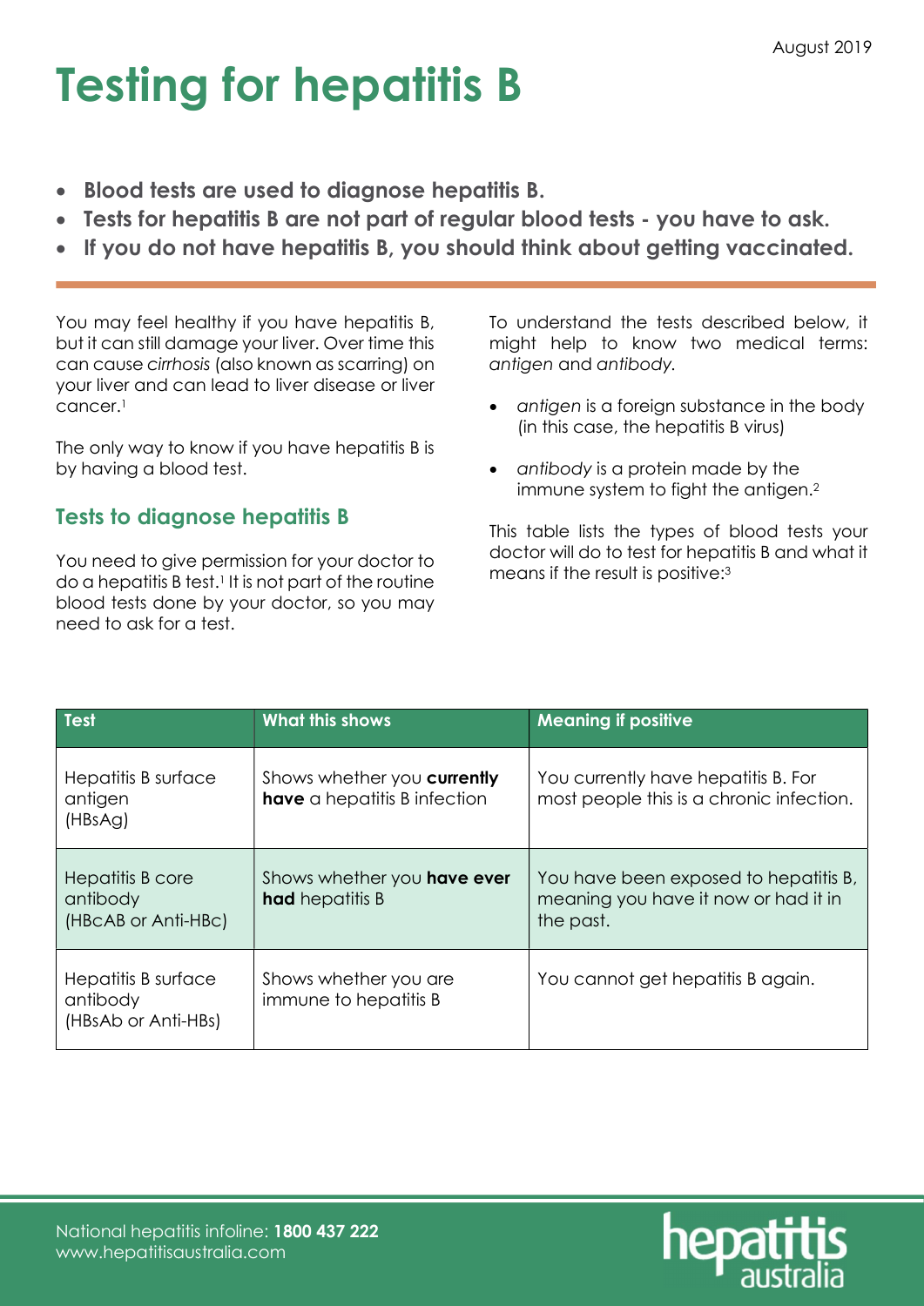August 2019

# Testing for hepatitis B

- **Blood tests are used to diagnose hepatitis B.**
- **Tests for hepatitis B are not part of regular blood tests - you have to ask.**
- **If you do not have hepatitis B, you should think about getting vaccinated.**

You may feel healthy if you have hepatitis B, but it can still damage your liver. Over time this can cause *cirrhosis* (also known as scarring) on your liver and can lead to liver disease or liver cancer.[1]

The only way to know if you have hepatitis B is by having a blood test.

## Tests to diagnose hepatitis B

You need to give permission for your doctor to do a hepatitis B test.[1] It is not part of the routine blood tests done by your doctor, so you may need to ask for a test.

To understand the tests described below, it might help to know two medical terms: *antigen* and *antibody*.

- *antigen* is a foreign substance in the body (in this case, the hepatitis B virus)
- *antibody* is a protein made by the immune system to fight the antigen.[2]

This table lists the types of blood tests your doctor will do to test for hepatitis B and what it means if the result is positive:[3]

| Test | What this shows | Meaning if positive |
|---|---|---|
| Hepatitis B surface antigen (HBsAg) | Shows whether you **currently have** a hepatitis B infection | You currently have hepatitis B. For most people this is a chronic infection. |
| Hepatitis B core antibody (HBcAB or Anti-HBc) | Shows whether you **have ever had** hepatitis B | You have been exposed to hepatitis B, meaning you have it now or had it in the past. |
| Hepatitis B surface antibody (HBsAb or Anti-HBs) | Shows whether you are immune to hepatitis B | You cannot get hepatitis B again. |

National hepatitis infoline: **1800 437 222**
www.hepatitisaustralia.com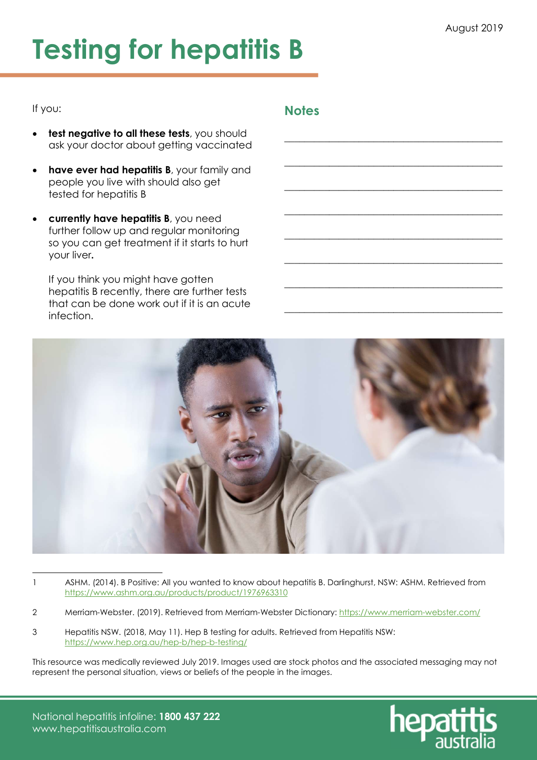# Testing for hepatitis B

If you:

- **test negative to all these tests**, you should ask your doctor about getting vaccinated
- **have ever had hepatitis B**, your family and people you live with should also get tested for hepatitis B
- **currently have hepatitis B**, you need further follow up and regular monitoring so you can get treatment if it starts to hurt your liver**.**

  If you think you might have gotten hepatitis B recently, there are further tests that can be done work out if it is an acute infection.

## Notes

________________________________________

________________________________________

________________________________________

________________________________________

________________________________________

________________________________________

________________________________________

________________________________________

1 ASHM. (2014). B Positive: All you wanted to know about hepatitis B. Darlinghurst, NSW: ASHM. Retrieved from https://www.ashm.org.au/products/product/1976963310

2 Merriam-Webster. (2019). Retrieved from Merriam-Webster Dictionary: https://www.merriam-webster.com/

3 Hepatitis NSW. (2018, May 11). Hep B testing for adults. Retrieved from Hepatitis NSW: https://www.hep.org.au/hep-b/hep-b-testing/

This resource was medically reviewed July 2019. Images used are stock photos and the associated messaging may not represent the personal situation, views or beliefs of the people in the images.

National hepatitis infoline: **1800 437 222**
www.hepatitisaustralia.com